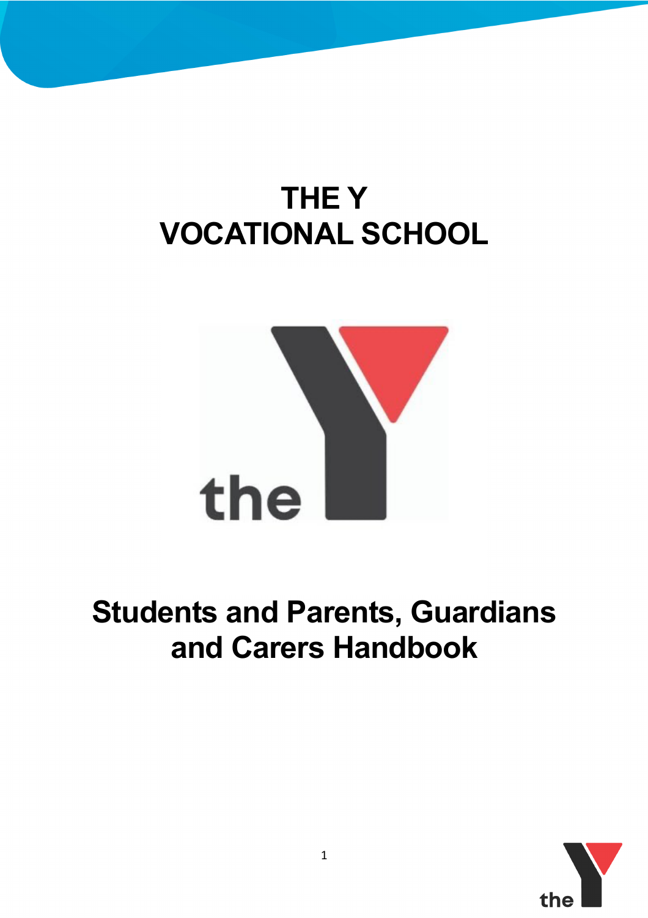# THE Y
# VOCATIONAL SCHOOL

## Students and Parents, Guardians and Carers Handbook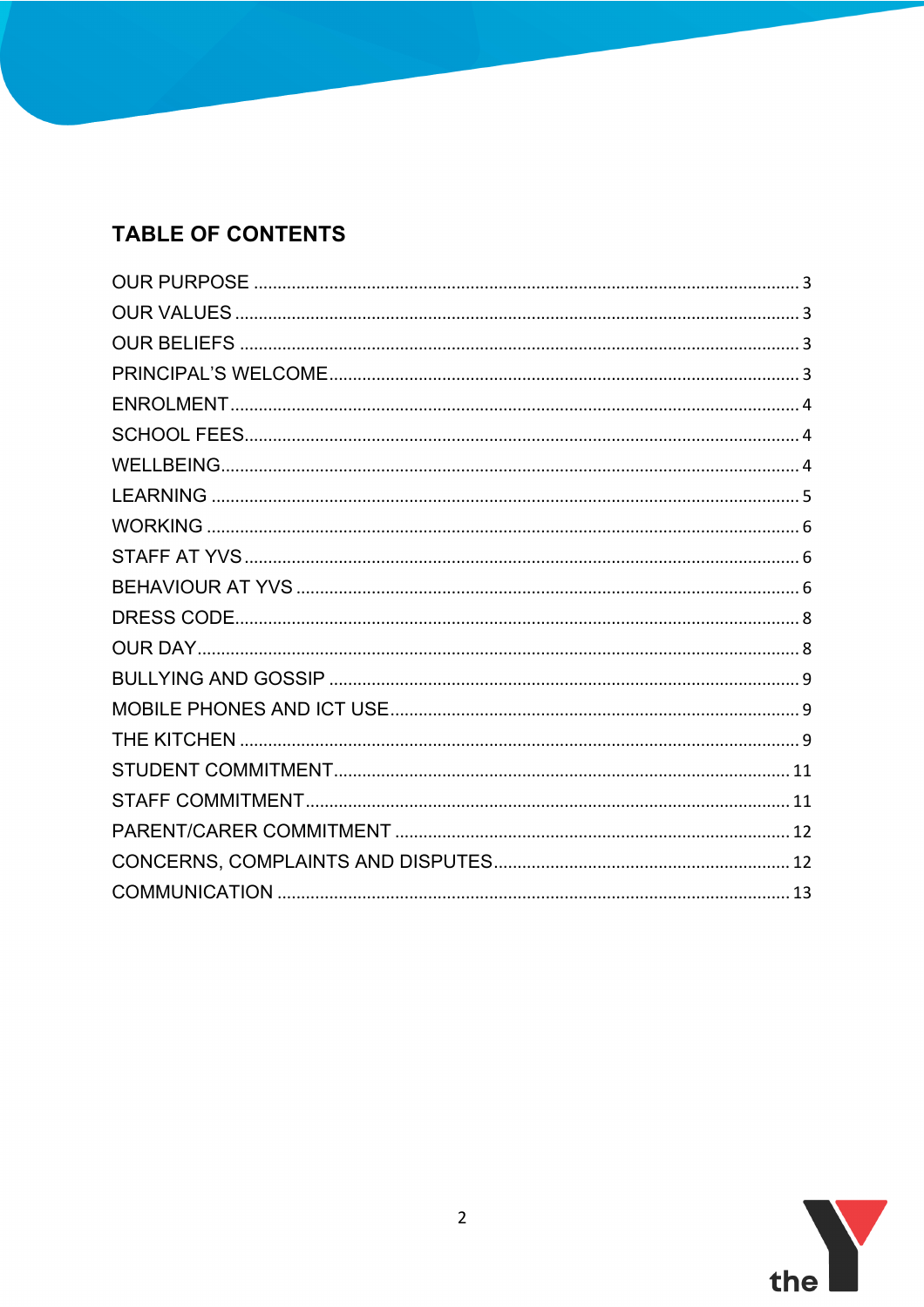## TABLE OF CONTENTS

OUR PURPOSE ..... 3
OUR VALUES ..... 3
OUR BELIEFS ..... 3
PRINCIPAL'S WELCOME ..... 3
ENROLMENT ..... 4
SCHOOL FEES ..... 4
WELLBEING ..... 4
LEARNING ..... 5
WORKING ..... 6
STAFF AT YVS ..... 6
BEHAVIOUR AT YVS ..... 6
DRESS CODE ..... 8
OUR DAY ..... 8
BULLYING AND GOSSIP ..... 9
MOBILE PHONES AND ICT USE ..... 9
THE KITCHEN ..... 9
STUDENT COMMITMENT ..... 11
STAFF COMMITMENT ..... 11
PARENT/CARER COMMITMENT ..... 12
CONCERNS, COMPLAINTS AND DISPUTES ..... 12
COMMUNICATION ..... 13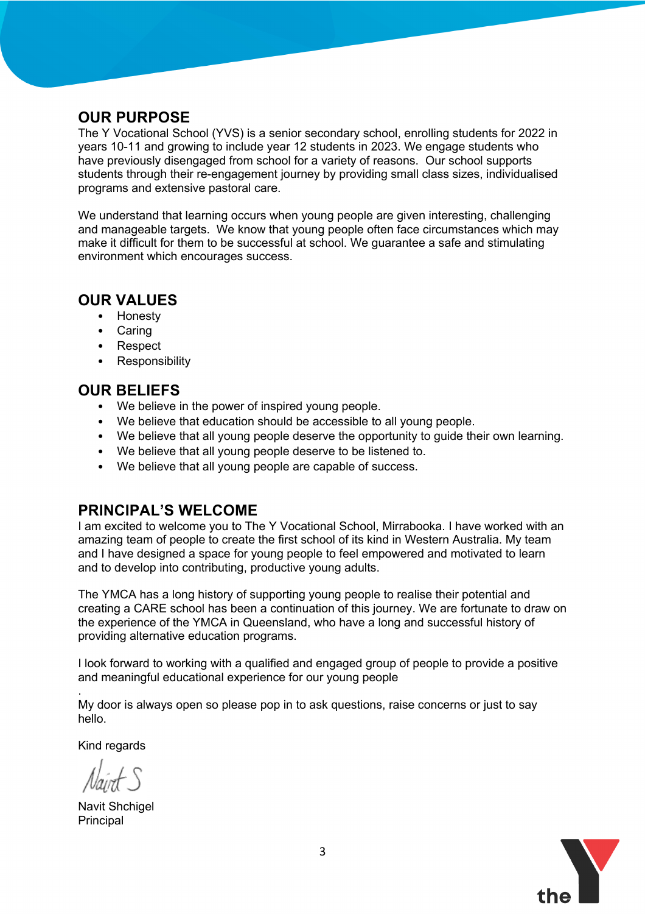## OUR PURPOSE

The Y Vocational School (YVS) is a senior secondary school, enrolling students for 2022 in years 10-11 and growing to include year 12 students in 2023. We engage students who have previously disengaged from school for a variety of reasons. Our school supports students through their re-engagement journey by providing small class sizes, individualised programs and extensive pastoral care.

We understand that learning occurs when young people are given interesting, challenging and manageable targets. We know that young people often face circumstances which may make it difficult for them to be successful at school. We guarantee a safe and stimulating environment which encourages success.

## OUR VALUES

- Honesty
- Caring
- Respect
- Responsibility

## OUR BELIEFS

- We believe in the power of inspired young people.
- We believe that education should be accessible to all young people.
- We believe that all young people deserve the opportunity to guide their own learning.
- We believe that all young people deserve to be listened to.
- We believe that all young people are capable of success.

## PRINCIPAL'S WELCOME

I am excited to welcome you to The Y Vocational School, Mirrabooka. I have worked with an amazing team of people to create the first school of its kind in Western Australia. My team and I have designed a space for young people to feel empowered and motivated to learn and to develop into contributing, productive young adults.

The YMCA has a long history of supporting young people to realise their potential and creating a CARE school has been a continuation of this journey. We are fortunate to draw on the experience of the YMCA in Queensland, who have a long and successful history of providing alternative education programs.

I look forward to working with a qualified and engaged group of people to provide a positive and meaningful educational experience for our young people

.
My door is always open so please pop in to ask questions, raise concerns or just to say hello.

Kind regards

Navit S

Navit Shchigel
Principal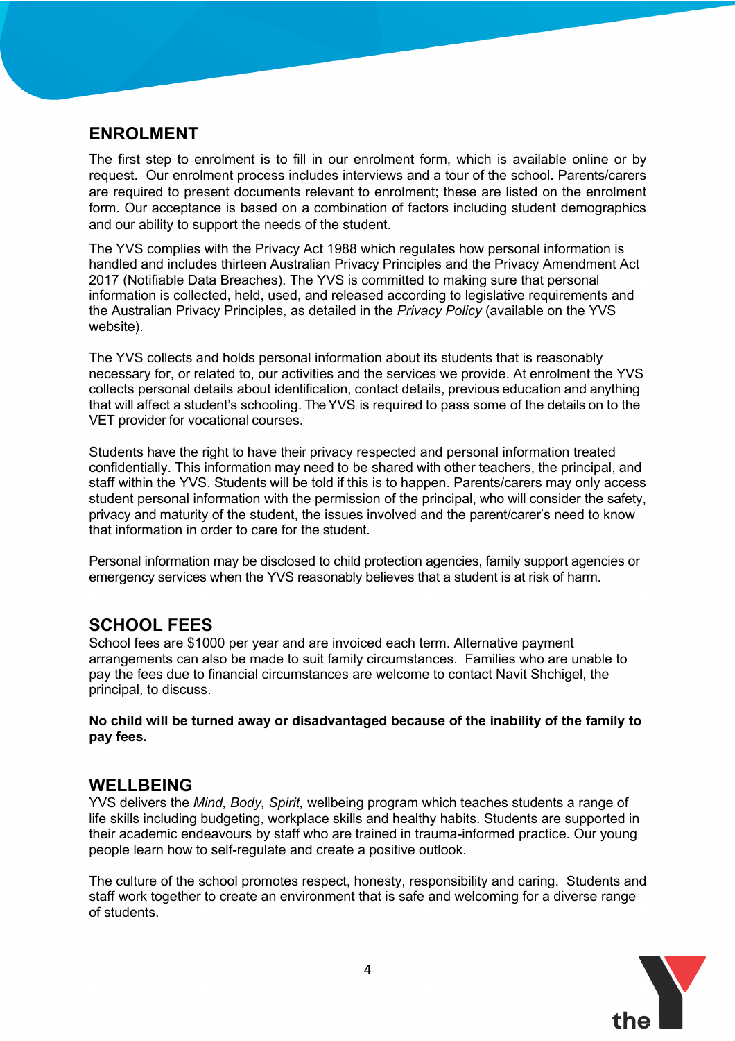## ENROLMENT

The first step to enrolment is to fill in our enrolment form, which is available online or by request. Our enrolment process includes interviews and a tour of the school. Parents/carers are required to present documents relevant to enrolment; these are listed on the enrolment form. Our acceptance is based on a combination of factors including student demographics and our ability to support the needs of the student.

The YVS complies with the Privacy Act 1988 which regulates how personal information is handled and includes thirteen Australian Privacy Principles and the Privacy Amendment Act 2017 (Notifiable Data Breaches). The YVS is committed to making sure that personal information is collected, held, used, and released according to legislative requirements and the Australian Privacy Principles, as detailed in the *Privacy Policy* (available on the YVS website).

The YVS collects and holds personal information about its students that is reasonably necessary for, or related to, our activities and the services we provide. At enrolment the YVS collects personal details about identification, contact details, previous education and anything that will affect a student's schooling. The YVS is required to pass some of the details on to the VET provider for vocational courses.

Students have the right to have their privacy respected and personal information treated confidentially. This information may need to be shared with other teachers, the principal, and staff within the YVS. Students will be told if this is to happen. Parents/carers may only access student personal information with the permission of the principal, who will consider the safety, privacy and maturity of the student, the issues involved and the parent/carer's need to know that information in order to care for the student.

Personal information may be disclosed to child protection agencies, family support agencies or emergency services when the YVS reasonably believes that a student is at risk of harm.

## SCHOOL FEES

School fees are $1000 per year and are invoiced each term. Alternative payment arrangements can also be made to suit family circumstances. Families who are unable to pay the fees due to financial circumstances are welcome to contact Navit Shchigel, the principal, to discuss.

**No child will be turned away or disadvantaged because of the inability of the family to pay fees.**

## WELLBEING

YVS delivers the *Mind, Body, Spirit,* wellbeing program which teaches students a range of life skills including budgeting, workplace skills and healthy habits. Students are supported in their academic endeavours by staff who are trained in trauma-informed practice. Our young people learn how to self-regulate and create a positive outlook.

The culture of the school promotes respect, honesty, responsibility and caring. Students and staff work together to create an environment that is safe and welcoming for a diverse range of students.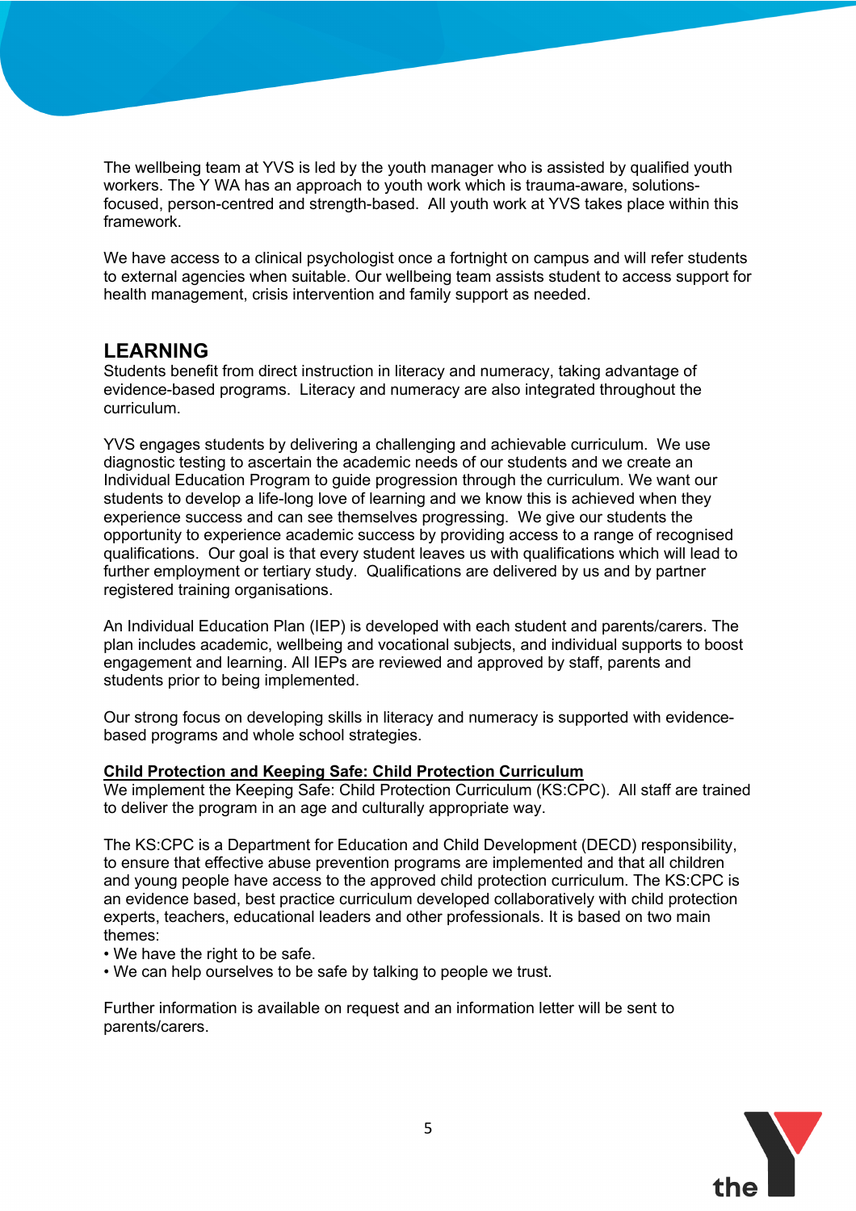The wellbeing team at YVS is led by the youth manager who is assisted by qualified youth workers. The Y WA has an approach to youth work which is trauma-aware, solutions-focused, person-centred and strength-based. All youth work at YVS takes place within this framework.

We have access to a clinical psychologist once a fortnight on campus and will refer students to external agencies when suitable. Our wellbeing team assists student to access support for health management, crisis intervention and family support as needed.

## LEARNING

Students benefit from direct instruction in literacy and numeracy, taking advantage of evidence-based programs. Literacy and numeracy are also integrated throughout the curriculum.

YVS engages students by delivering a challenging and achievable curriculum. We use diagnostic testing to ascertain the academic needs of our students and we create an Individual Education Program to guide progression through the curriculum. We want our students to develop a life-long love of learning and we know this is achieved when they experience success and can see themselves progressing. We give our students the opportunity to experience academic success by providing access to a range of recognised qualifications. Our goal is that every student leaves us with qualifications which will lead to further employment or tertiary study. Qualifications are delivered by us and by partner registered training organisations.

An Individual Education Plan (IEP) is developed with each student and parents/carers. The plan includes academic, wellbeing and vocational subjects, and individual supports to boost engagement and learning. All IEPs are reviewed and approved by staff, parents and students prior to being implemented.

Our strong focus on developing skills in literacy and numeracy is supported with evidence-based programs and whole school strategies.

### Child Protection and Keeping Safe: Child Protection Curriculum

We implement the Keeping Safe: Child Protection Curriculum (KS:CPC). All staff are trained to deliver the program in an age and culturally appropriate way.

The KS:CPC is a Department for Education and Child Development (DECD) responsibility, to ensure that effective abuse prevention programs are implemented and that all children and young people have access to the approved child protection curriculum. The KS:CPC is an evidence based, best practice curriculum developed collaboratively with child protection experts, teachers, educational leaders and other professionals. It is based on two main themes:

- We have the right to be safe.
- We can help ourselves to be safe by talking to people we trust.

Further information is available on request and an information letter will be sent to parents/carers.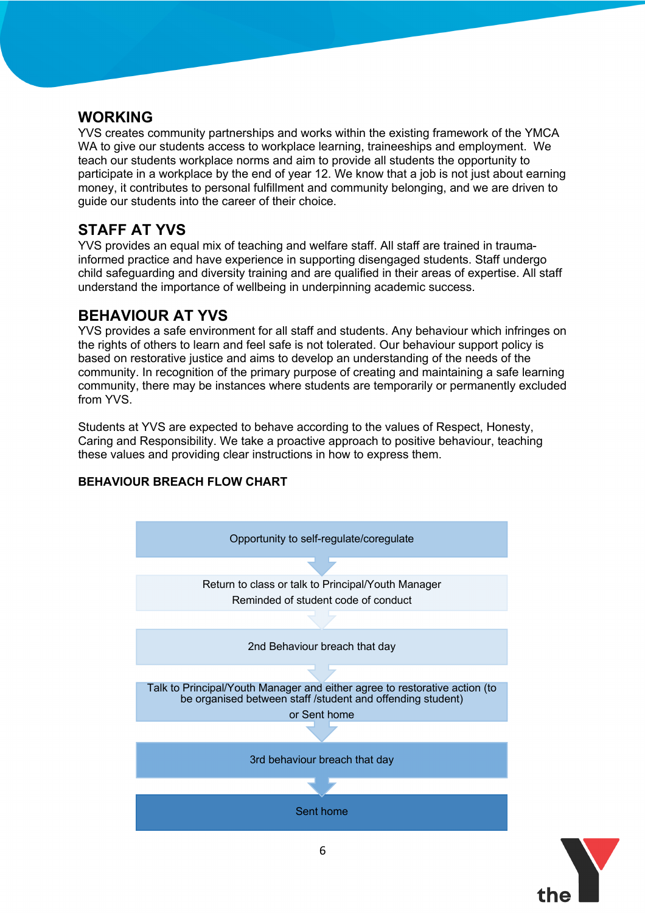## WORKING

YVS creates community partnerships and works within the existing framework of the YMCA WA to give our students access to workplace learning, traineeships and employment. We teach our students workplace norms and aim to provide all students the opportunity to participate in a workplace by the end of year 12. We know that a job is not just about earning money, it contributes to personal fulfillment and community belonging, and we are driven to guide our students into the career of their choice.

## STAFF AT YVS

YVS provides an equal mix of teaching and welfare staff. All staff are trained in trauma-informed practice and have experience in supporting disengaged students. Staff undergo child safeguarding and diversity training and are qualified in their areas of expertise. All staff understand the importance of wellbeing in underpinning academic success.

## BEHAVIOUR AT YVS

YVS provides a safe environment for all staff and students. Any behaviour which infringes on the rights of others to learn and feel safe is not tolerated. Our behaviour support policy is based on restorative justice and aims to develop an understanding of the needs of the community. In recognition of the primary purpose of creating and maintaining a safe learning community, there may be instances where students are temporarily or permanently excluded from YVS.

Students at YVS are expected to behave according to the values of Respect, Honesty, Caring and Responsibility. We take a proactive approach to positive behaviour, teaching these values and providing clear instructions in how to express them.

### BEHAVIOUR BREACH FLOW CHART

1. Opportunity to self-regulate/coregulate
2. Return to class or talk to Principal/Youth Manager
   Reminded of student code of conduct
3. 2nd Behaviour breach that day
4. Talk to Principal/Youth Manager and either agree to restorative action (to be organised between staff /student and offending student)
   or Sent home
5. 3rd behaviour breach that day
6. Sent home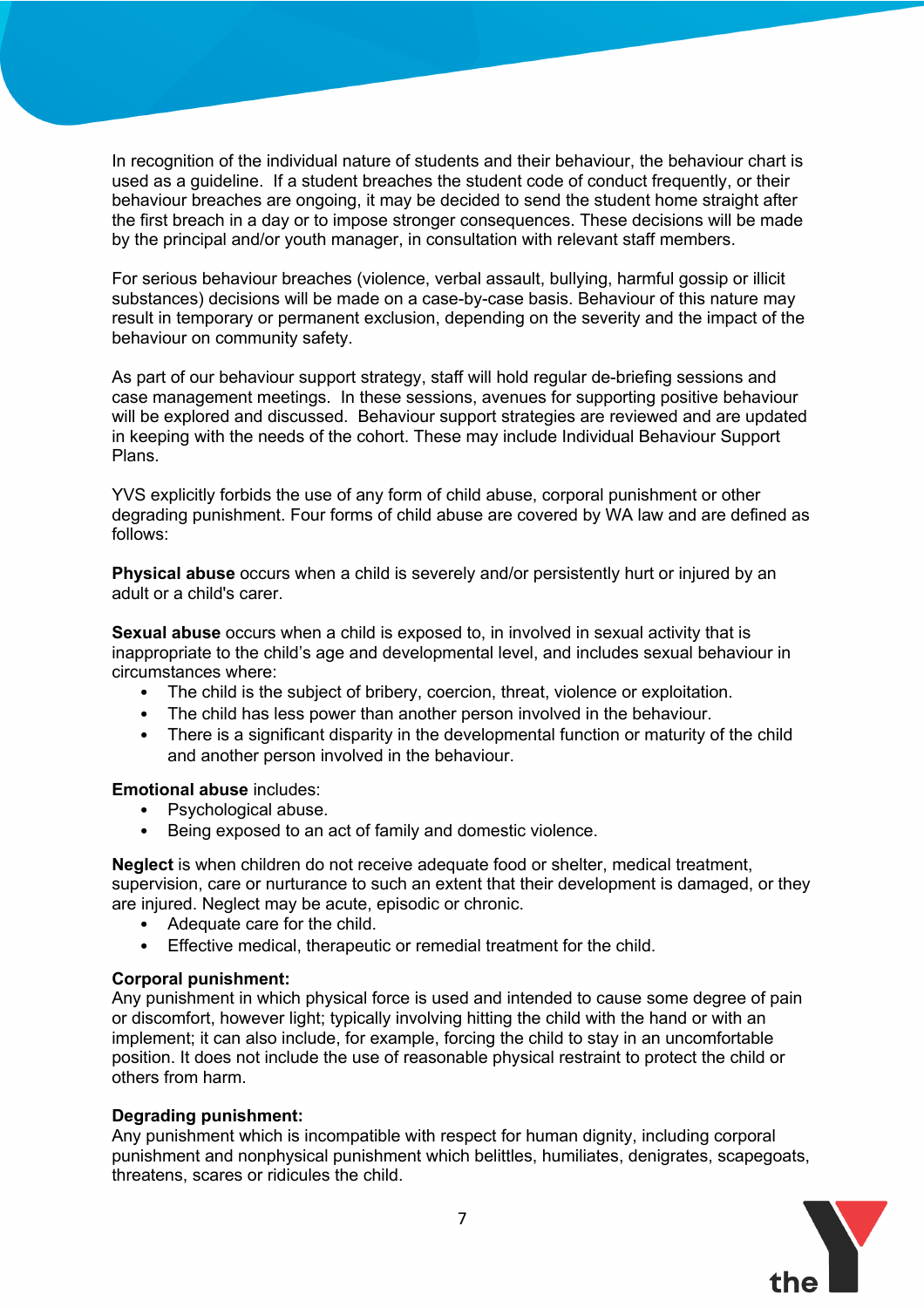In recognition of the individual nature of students and their behaviour, the behaviour chart is used as a guideline.  If a student breaches the student code of conduct frequently, or their behaviour breaches are ongoing, it may be decided to send the student home straight after the first breach in a day or to impose stronger consequences. These decisions will be made by the principal and/or youth manager, in consultation with relevant staff members.

For serious behaviour breaches (violence, verbal assault, bullying, harmful gossip or illicit substances) decisions will be made on a case-by-case basis. Behaviour of this nature may result in temporary or permanent exclusion, depending on the severity and the impact of the behaviour on community safety.

As part of our behaviour support strategy, staff will hold regular de-briefing sessions and case management meetings.  In these sessions, avenues for supporting positive behaviour will be explored and discussed.  Behaviour support strategies are reviewed and are updated in keeping with the needs of the cohort. These may include Individual Behaviour Support Plans.

YVS explicitly forbids the use of any form of child abuse, corporal punishment or other degrading punishment. Four forms of child abuse are covered by WA law and are defined as follows:

**Physical abuse** occurs when a child is severely and/or persistently hurt or injured by an adult or a child's carer.

**Sexual abuse** occurs when a child is exposed to, in involved in sexual activity that is inappropriate to the child's age and developmental level, and includes sexual behaviour in circumstances where:

- The child is the subject of bribery, coercion, threat, violence or exploitation.
- The child has less power than another person involved in the behaviour.
- There is a significant disparity in the developmental function or maturity of the child and another person involved in the behaviour.

**Emotional abuse** includes:

- Psychological abuse.
- Being exposed to an act of family and domestic violence.

**Neglect** is when children do not receive adequate food or shelter, medical treatment, supervision, care or nurturance to such an extent that their development is damaged, or they are injured. Neglect may be acute, episodic or chronic.

- Adequate care for the child.
- Effective medical, therapeutic or remedial treatment for the child.

**Corporal punishment:**
Any punishment in which physical force is used and intended to cause some degree of pain or discomfort, however light; typically involving hitting the child with the hand or with an implement; it can also include, for example, forcing the child to stay in an uncomfortable position. It does not include the use of reasonable physical restraint to protect the child or others from harm.

**Degrading punishment:**
Any punishment which is incompatible with respect for human dignity, including corporal punishment and nonphysical punishment which belittles, humiliates, denigrates, scapegoats, threatens, scares or ridicules the child.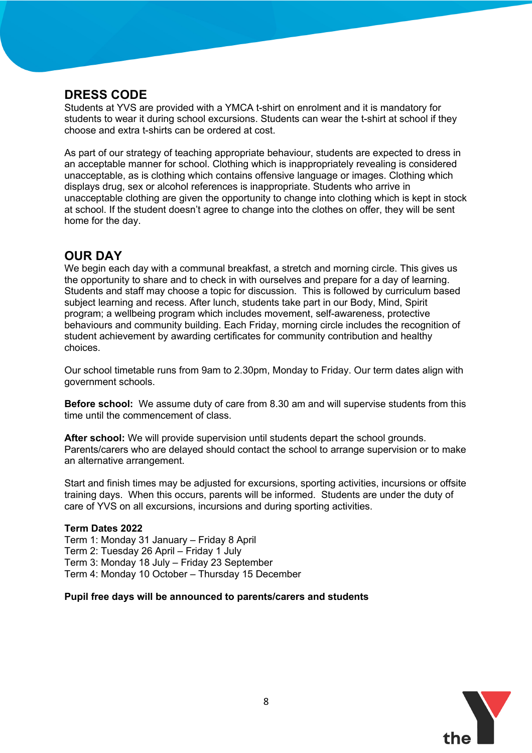## DRESS CODE

Students at YVS are provided with a YMCA t-shirt on enrolment and it is mandatory for students to wear it during school excursions. Students can wear the t-shirt at school if they choose and extra t-shirts can be ordered at cost.

As part of our strategy of teaching appropriate behaviour, students are expected to dress in an acceptable manner for school. Clothing which is inappropriately revealing is considered unacceptable, as is clothing which contains offensive language or images. Clothing which displays drug, sex or alcohol references is inappropriate. Students who arrive in unacceptable clothing are given the opportunity to change into clothing which is kept in stock at school. If the student doesn't agree to change into the clothes on offer, they will be sent home for the day.

## OUR DAY

We begin each day with a communal breakfast, a stretch and morning circle. This gives us the opportunity to share and to check in with ourselves and prepare for a day of learning. Students and staff may choose a topic for discussion. This is followed by curriculum based subject learning and recess. After lunch, students take part in our Body, Mind, Spirit program; a wellbeing program which includes movement, self-awareness, protective behaviours and community building. Each Friday, morning circle includes the recognition of student achievement by awarding certificates for community contribution and healthy choices.

Our school timetable runs from 9am to 2.30pm, Monday to Friday. Our term dates align with government schools.

**Before school:** We assume duty of care from 8.30 am and will supervise students from this time until the commencement of class.

**After school:** We will provide supervision until students depart the school grounds. Parents/carers who are delayed should contact the school to arrange supervision or to make an alternative arrangement.

Start and finish times may be adjusted for excursions, sporting activities, incursions or offsite training days. When this occurs, parents will be informed. Students are under the duty of care of YVS on all excursions, incursions and during sporting activities.

**Term Dates 2022**

Term 1: Monday 31 January – Friday 8 April
Term 2: Tuesday 26 April – Friday 1 July
Term 3: Monday 18 July – Friday 23 September
Term 4: Monday 10 October – Thursday 15 December

**Pupil free days will be announced to parents/carers and students**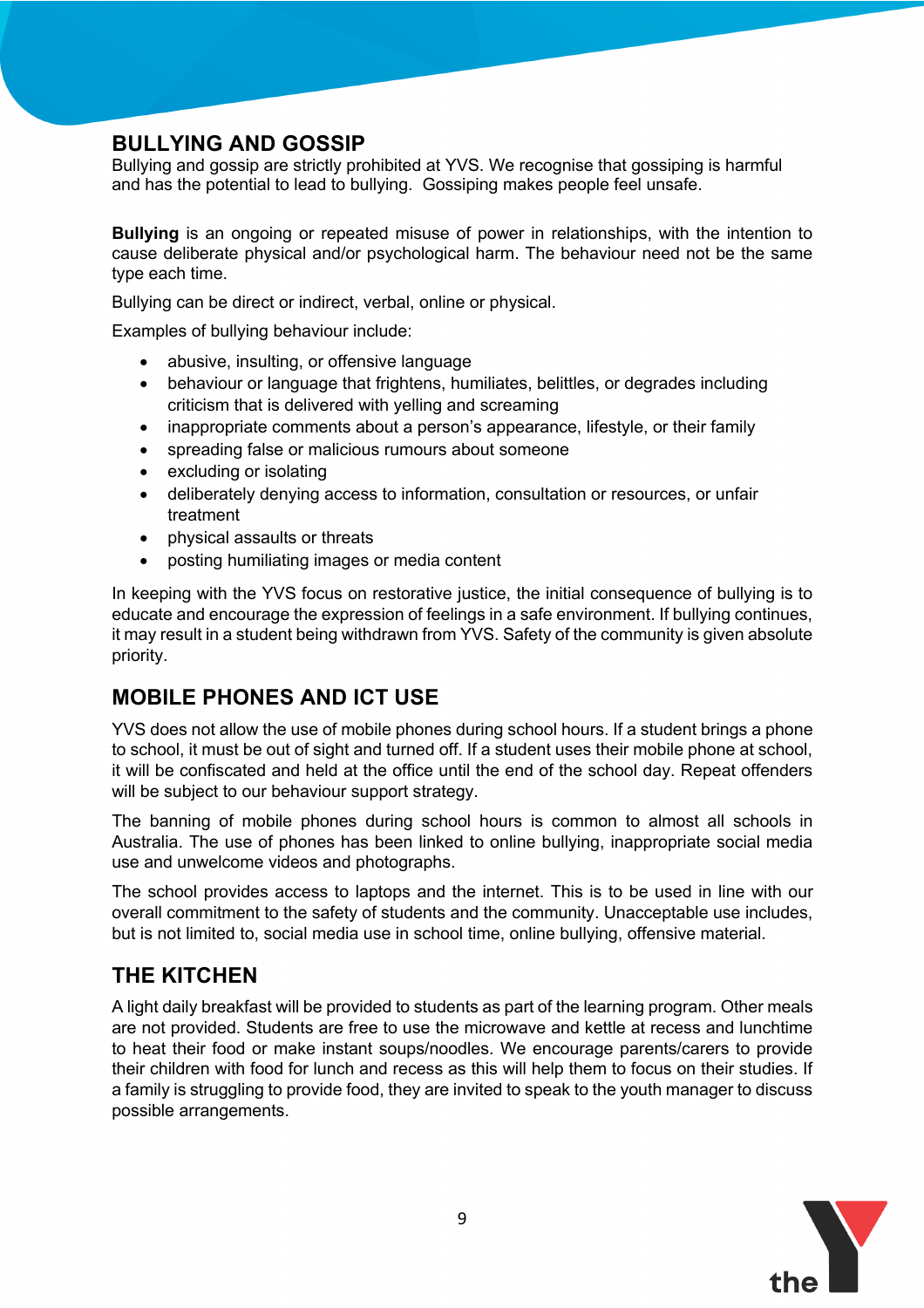## BULLYING AND GOSSIP

Bullying and gossip are strictly prohibited at YVS. We recognise that gossiping is harmful and has the potential to lead to bullying. Gossiping makes people feel unsafe.

**Bullying** is an ongoing or repeated misuse of power in relationships, with the intention to cause deliberate physical and/or psychological harm. The behaviour need not be the same type each time.

Bullying can be direct or indirect, verbal, online or physical.

Examples of bullying behaviour include:

- abusive, insulting, or offensive language
- behaviour or language that frightens, humiliates, belittles, or degrades including criticism that is delivered with yelling and screaming
- inappropriate comments about a person's appearance, lifestyle, or their family
- spreading false or malicious rumours about someone
- excluding or isolating
- deliberately denying access to information, consultation or resources, or unfair treatment
- physical assaults or threats
- posting humiliating images or media content

In keeping with the YVS focus on restorative justice, the initial consequence of bullying is to educate and encourage the expression of feelings in a safe environment. If bullying continues, it may result in a student being withdrawn from YVS. Safety of the community is given absolute priority.

## MOBILE PHONES AND ICT USE

YVS does not allow the use of mobile phones during school hours. If a student brings a phone to school, it must be out of sight and turned off. If a student uses their mobile phone at school, it will be confiscated and held at the office until the end of the school day. Repeat offenders will be subject to our behaviour support strategy.

The banning of mobile phones during school hours is common to almost all schools in Australia. The use of phones has been linked to online bullying, inappropriate social media use and unwelcome videos and photographs.

The school provides access to laptops and the internet. This is to be used in line with our overall commitment to the safety of students and the community. Unacceptable use includes, but is not limited to, social media use in school time, online bullying, offensive material.

## THE KITCHEN

A light daily breakfast will be provided to students as part of the learning program. Other meals are not provided. Students are free to use the microwave and kettle at recess and lunchtime to heat their food or make instant soups/noodles. We encourage parents/carers to provide their children with food for lunch and recess as this will help them to focus on their studies. If a family is struggling to provide food, they are invited to speak to the youth manager to discuss possible arrangements.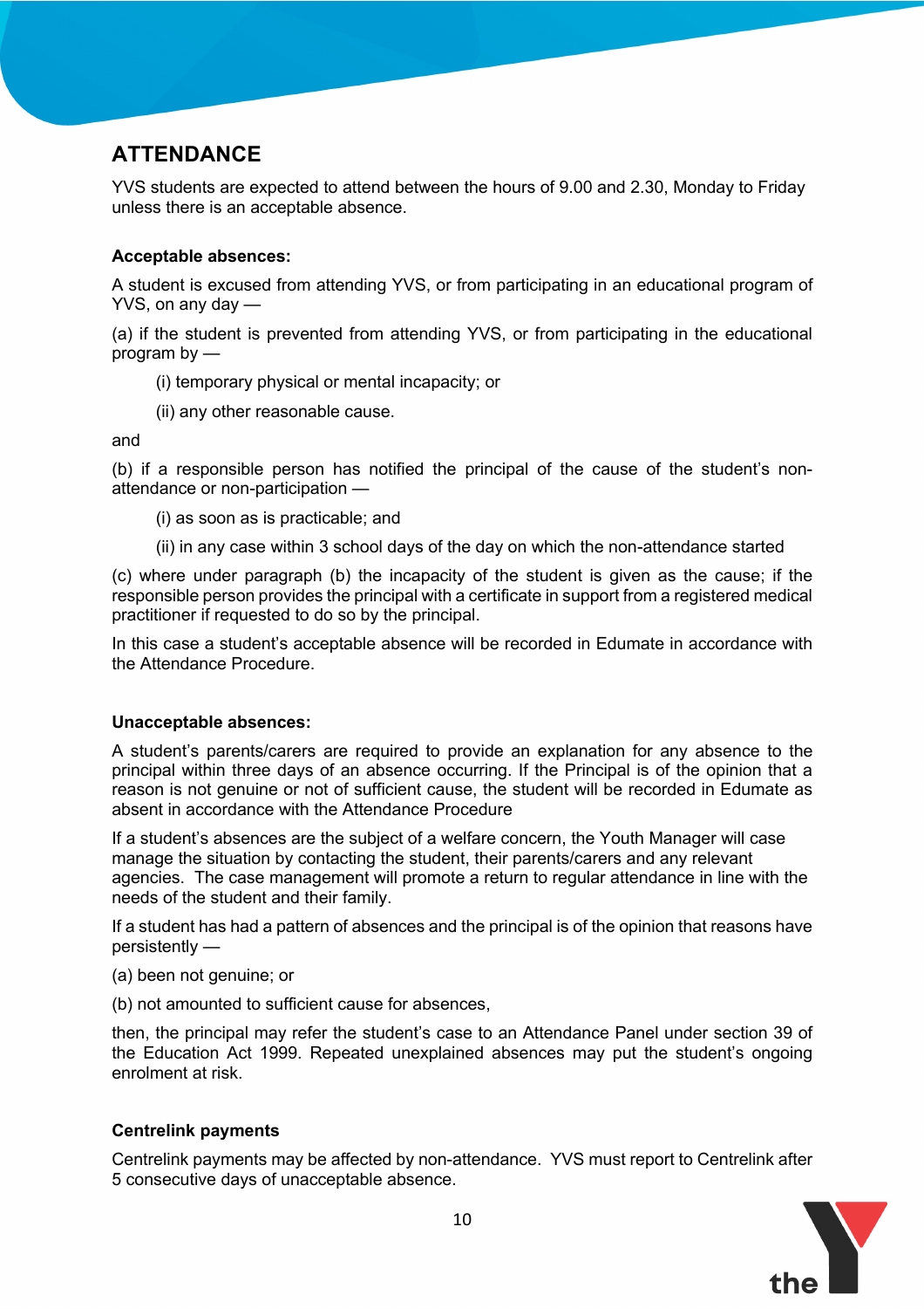## ATTENDANCE

YVS students are expected to attend between the hours of 9.00 and 2.30, Monday to Friday unless there is an acceptable absence.

### Acceptable absences:

A student is excused from attending YVS, or from participating in an educational program of YVS, on any day —

(a) if the student is prevented from attending YVS, or from participating in the educational program by —

(i) temporary physical or mental incapacity; or

(ii) any other reasonable cause.

and

(b) if a responsible person has notified the principal of the cause of the student's non-attendance or non-participation —

(i) as soon as is practicable; and

(ii) in any case within 3 school days of the day on which the non-attendance started

(c) where under paragraph (b) the incapacity of the student is given as the cause; if the responsible person provides the principal with a certificate in support from a registered medical practitioner if requested to do so by the principal.

In this case a student's acceptable absence will be recorded in Edumate in accordance with the Attendance Procedure.

### Unacceptable absences:

A student's parents/carers are required to provide an explanation for any absence to the principal within three days of an absence occurring. If the Principal is of the opinion that a reason is not genuine or not of sufficient cause, the student will be recorded in Edumate as absent in accordance with the Attendance Procedure

If a student's absences are the subject of a welfare concern, the Youth Manager will case manage the situation by contacting the student, their parents/carers and any relevant agencies. The case management will promote a return to regular attendance in line with the needs of the student and their family.

If a student has had a pattern of absences and the principal is of the opinion that reasons have persistently —

(a) been not genuine; or

(b) not amounted to sufficient cause for absences,

then, the principal may refer the student's case to an Attendance Panel under section 39 of the Education Act 1999. Repeated unexplained absences may put the student's ongoing enrolment at risk.

### Centrelink payments

Centrelink payments may be affected by non-attendance. YVS must report to Centrelink after 5 consecutive days of unacceptable absence.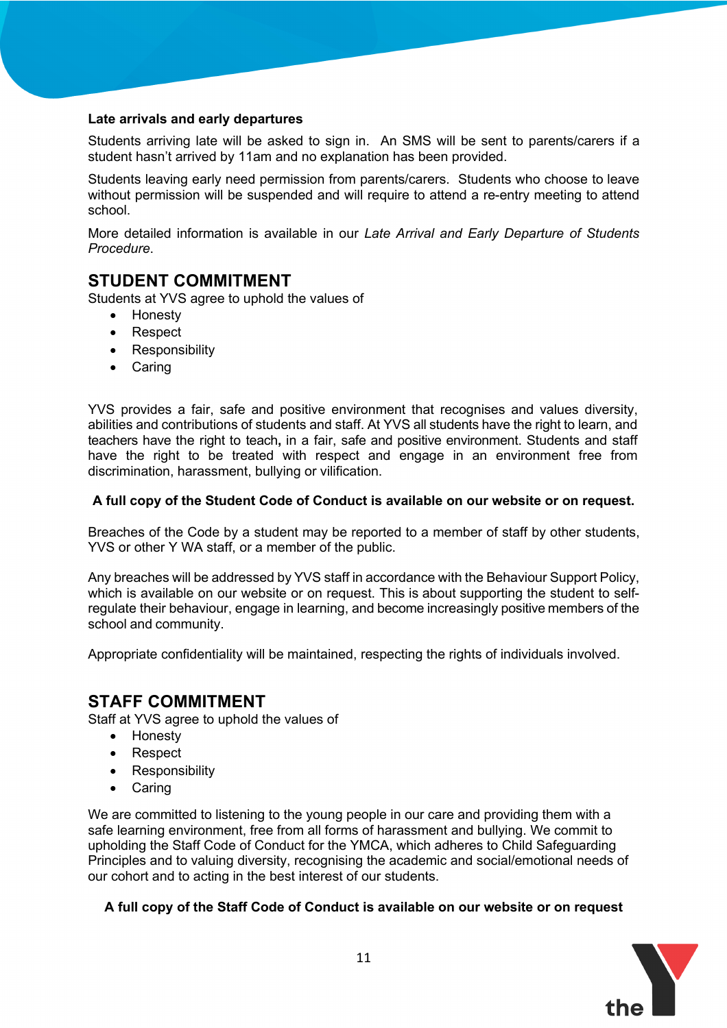**Late arrivals and early departures**

Students arriving late will be asked to sign in. An SMS will be sent to parents/carers if a student hasn't arrived by 11am and no explanation has been provided.

Students leaving early need permission from parents/carers. Students who choose to leave without permission will be suspended and will require to attend a re-entry meeting to attend school.

More detailed information is available in our *Late Arrival and Early Departure of Students Procedure*.

## STUDENT COMMITMENT

Students at YVS agree to uphold the values of

- Honesty
- Respect
- Responsibility
- Caring

YVS provides a fair, safe and positive environment that recognises and values diversity, abilities and contributions of students and staff. At YVS all students have the right to learn, and teachers have the right to teach**,** in a fair, safe and positive environment. Students and staff have the right to be treated with respect and engage in an environment free from discrimination, harassment, bullying or vilification.

**A full copy of the Student Code of Conduct is available on our website or on request.**

Breaches of the Code by a student may be reported to a member of staff by other students, YVS or other Y WA staff, or a member of the public.

Any breaches will be addressed by YVS staff in accordance with the Behaviour Support Policy, which is available on our website or on request. This is about supporting the student to self-regulate their behaviour, engage in learning, and become increasingly positive members of the school and community.

Appropriate confidentiality will be maintained, respecting the rights of individuals involved.

## STAFF COMMITMENT

Staff at YVS agree to uphold the values of

- Honesty
- Respect
- Responsibility
- Caring

We are committed to listening to the young people in our care and providing them with a safe learning environment, free from all forms of harassment and bullying. We commit to upholding the Staff Code of Conduct for the YMCA, which adheres to Child Safeguarding Principles and to valuing diversity, recognising the academic and social/emotional needs of our cohort and to acting in the best interest of our students.

**A full copy of the Staff Code of Conduct is available on our website or on request**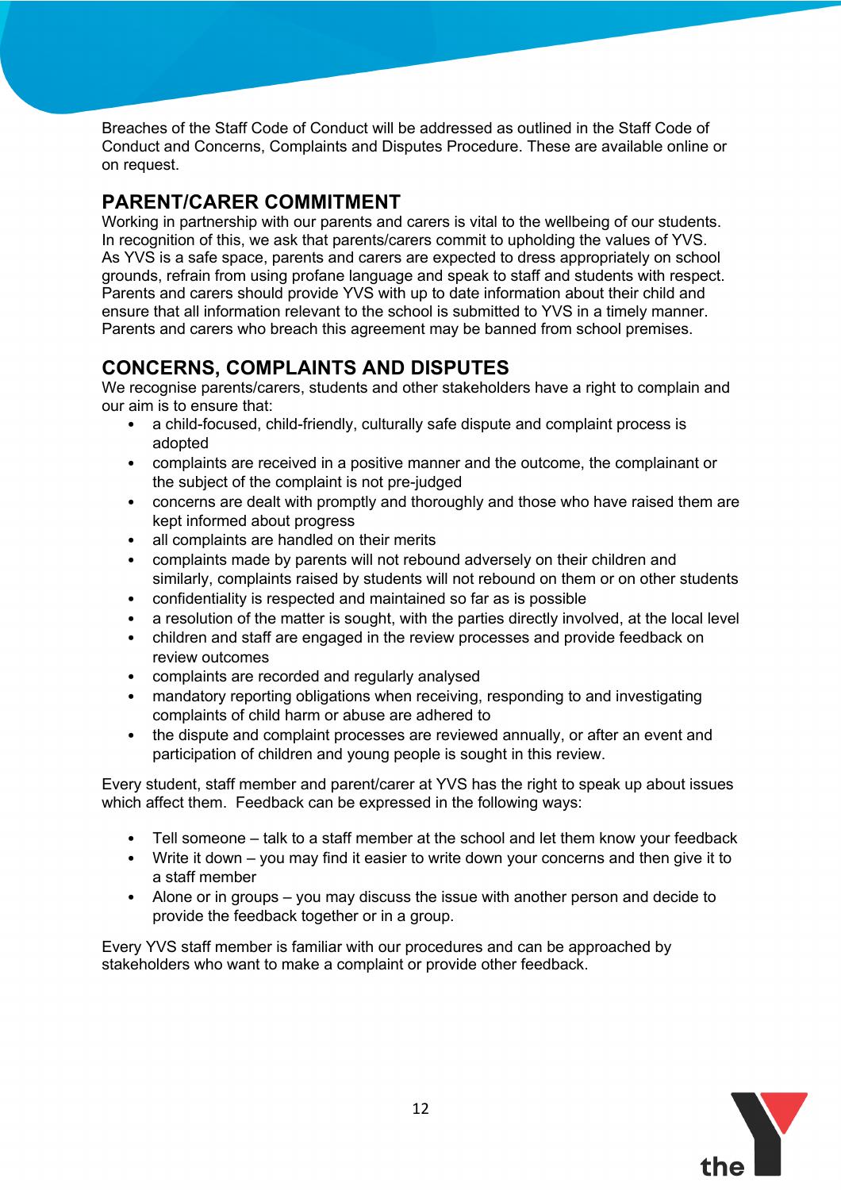Breaches of the Staff Code of Conduct will be addressed as outlined in the Staff Code of Conduct and Concerns, Complaints and Disputes Procedure. These are available online or on request.

## PARENT/CARER COMMITMENT

Working in partnership with our parents and carers is vital to the wellbeing of our students. In recognition of this, we ask that parents/carers commit to upholding the values of YVS. As YVS is a safe space, parents and carers are expected to dress appropriately on school grounds, refrain from using profane language and speak to staff and students with respect. Parents and carers should provide YVS with up to date information about their child and ensure that all information relevant to the school is submitted to YVS in a timely manner. Parents and carers who breach this agreement may be banned from school premises.

## CONCERNS, COMPLAINTS AND DISPUTES

We recognise parents/carers, students and other stakeholders have a right to complain and our aim is to ensure that:

- a child-focused, child-friendly, culturally safe dispute and complaint process is adopted
- complaints are received in a positive manner and the outcome, the complainant or the subject of the complaint is not pre-judged
- concerns are dealt with promptly and thoroughly and those who have raised them are kept informed about progress
- all complaints are handled on their merits
- complaints made by parents will not rebound adversely on their children and similarly, complaints raised by students will not rebound on them or on other students
- confidentiality is respected and maintained so far as is possible
- a resolution of the matter is sought, with the parties directly involved, at the local level
- children and staff are engaged in the review processes and provide feedback on review outcomes
- complaints are recorded and regularly analysed
- mandatory reporting obligations when receiving, responding to and investigating complaints of child harm or abuse are adhered to
- the dispute and complaint processes are reviewed annually, or after an event and participation of children and young people is sought in this review.

Every student, staff member and parent/carer at YVS has the right to speak up about issues which affect them. Feedback can be expressed in the following ways:

- Tell someone – talk to a staff member at the school and let them know your feedback
- Write it down – you may find it easier to write down your concerns and then give it to a staff member
- Alone or in groups – you may discuss the issue with another person and decide to provide the feedback together or in a group.

Every YVS staff member is familiar with our procedures and can be approached by stakeholders who want to make a complaint or provide other feedback.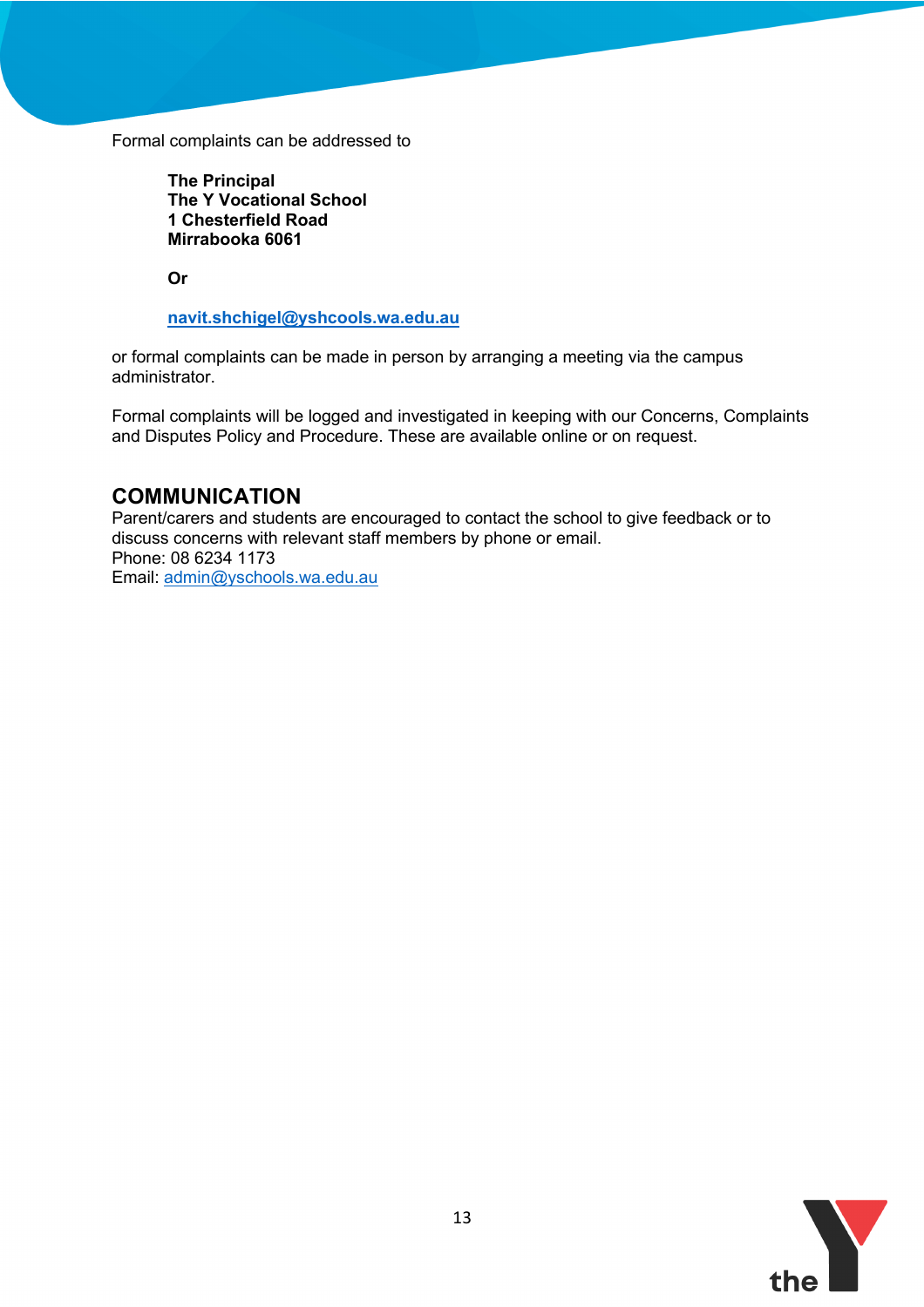Formal complaints can be addressed to

**The Principal**
**The Y Vocational School**
**1 Chesterfield Road**
**Mirrabooka 6061**

**Or**

**navit.shchigel@yshcools.wa.edu.au**

or formal complaints can be made in person by arranging a meeting via the campus administrator.

Formal complaints will be logged and investigated in keeping with our Concerns, Complaints and Disputes Policy and Procedure. These are available online or on request.

## COMMUNICATION

Parent/carers and students are encouraged to contact the school to give feedback or to discuss concerns with relevant staff members by phone or email.
Phone: 08 6234 1173
Email: admin@yschools.wa.edu.au